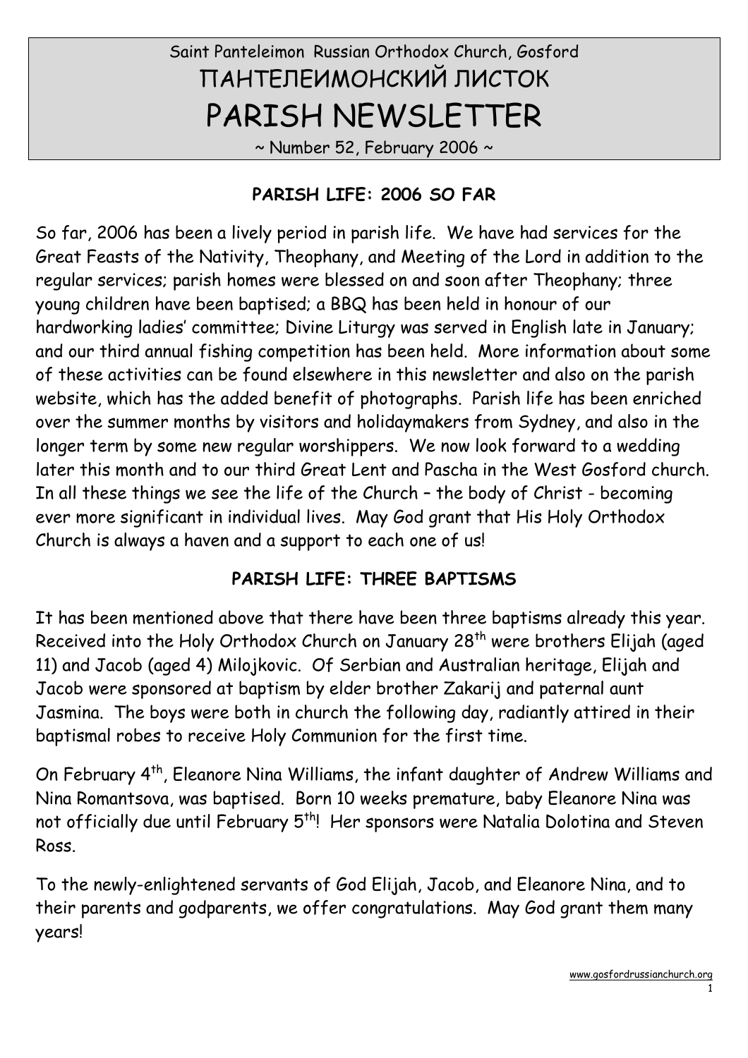Saint Panteleimon Russian Orthodox Church, Gosford

# ПАНТЕЛЕИМОНСКИЙ ЛИСТОК

# PARISH NEWSLETTER

~ Number 52, February 2006 ~

## PARISH LIFE: 2006 SO FAR

So far, 2006 has been a lively period in parish life. We have had services for the Great Feasts of the Nativity, Theophany, and Meeting of the Lord in addition to the regular services; parish homes were blessed on and soon after Theophany; three young children have been baptised; a BBQ has been held in honour of our hardworking ladies' committee; Divine Liturgy was served in English late in January; and our third annual fishing competition has been held. More information about some of these activities can be found elsewhere in this newsletter and also on the parish website, which has the added benefit of photographs. Parish life has been enriched over the summer months by visitors and holidaymakers from Sydney, and also in the longer term by some new regular worshippers. We now look forward to a wedding later this month and to our third Great Lent and Pascha in the West Gosford church. In all these things we see the life of the Church – the body of Christ - becoming ever more significant in individual lives. May God grant that His Holy Orthodox Church is always a haven and a support to each one of us!

## PARISH LIFE: THREE BAPTISMS

It has been mentioned above that there have been three baptisms already this year. Received into the Holy Orthodox Church on January 28th were brothers Elijah (aged 11) and Jacob (aged 4) Milojkovic. Of Serbian and Australian heritage, Elijah and Jacob were sponsored at baptism by elder brother Zakarij and paternal aunt Jasmina. The boys were both in church the following day, radiantly attired in their baptismal robes to receive Holy Communion for the first time.

On February 4th, Eleanore Nina Williams, the infant daughter of Andrew Williams and Nina Romantsova, was baptised. Born 10 weeks premature, baby Eleanore Nina was not officially due until February 5th! Her sponsors were Natalia Dolotina and Steven Ross.

To the newly-enlightened servants of God Elijah, Jacob, and Eleanore Nina, and to their parents and godparents, we offer congratulations. May God grant them many years!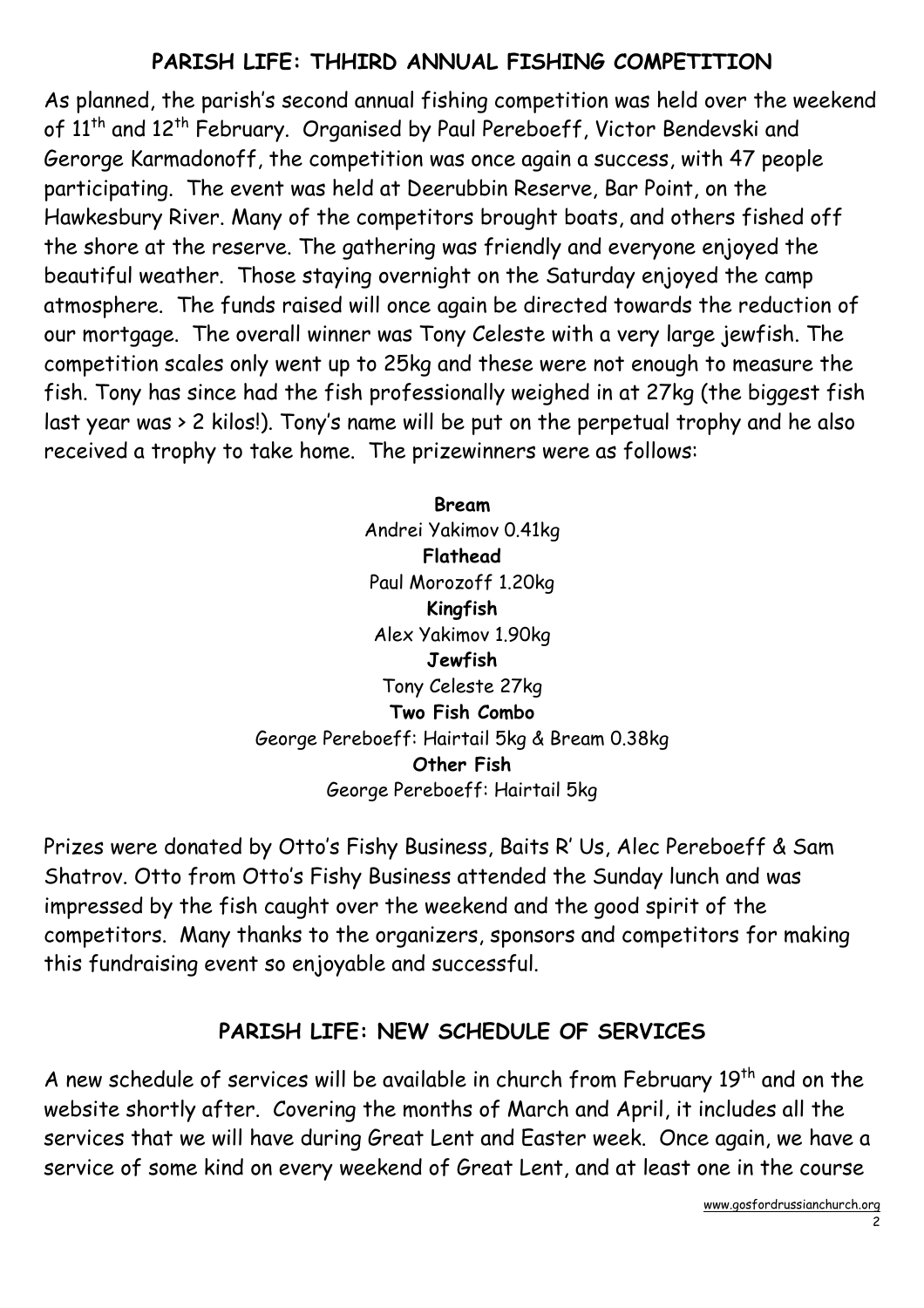## PARISH LIFE: THHIRD ANNUAL FISHING COMPETITION

As planned, the parish's second annual fishing competition was held over the weekend of 11th and 12th February. Organised by Paul Pereboeff, Victor Bendevski and Gerorge Karmadonoff, the competition was once again a success, with 47 people participating. The event was held at Deerubbin Reserve, Bar Point, on the Hawkesbury River. Many of the competitors brought boats, and others fished off the shore at the reserve. The gathering was friendly and everyone enjoyed the beautiful weather. Those staying overnight on the Saturday enjoyed the camp atmosphere. The funds raised will once again be directed towards the reduction of our mortgage. The overall winner was Tony Celeste with a very large jewfish. The competition scales only went up to 25kg and these were not enough to measure the fish. Tony has since had the fish professionally weighed in at 27kg (the biggest fish last year was > 2 kilos!). Tony's name will be put on the perpetual trophy and he also received a trophy to take home. The prizewinners were as follows:

**Bream**
Andrei Yakimov 0.41kg

**Flathead**
Paul Morozoff 1.20kg

**Kingfish**
Alex Yakimov 1.90kg

**Jewfish**
Tony Celeste 27kg

**Two Fish Combo**
George Pereboeff: Hairtail 5kg & Bream 0.38kg

**Other Fish**
George Pereboeff: Hairtail 5kg

Prizes were donated by Otto's Fishy Business, Baits R' Us, Alec Pereboeff & Sam Shatrov. Otto from Otto's Fishy Business attended the Sunday lunch and was impressed by the fish caught over the weekend and the good spirit of the competitors. Many thanks to the organizers, sponsors and competitors for making this fundraising event so enjoyable and successful.

## PARISH LIFE: NEW SCHEDULE OF SERVICES

A new schedule of services will be available in church from February 19th and on the website shortly after. Covering the months of March and April, it includes all the services that we will have during Great Lent and Easter week. Once again, we have a service of some kind on every weekend of Great Lent, and at least one in the course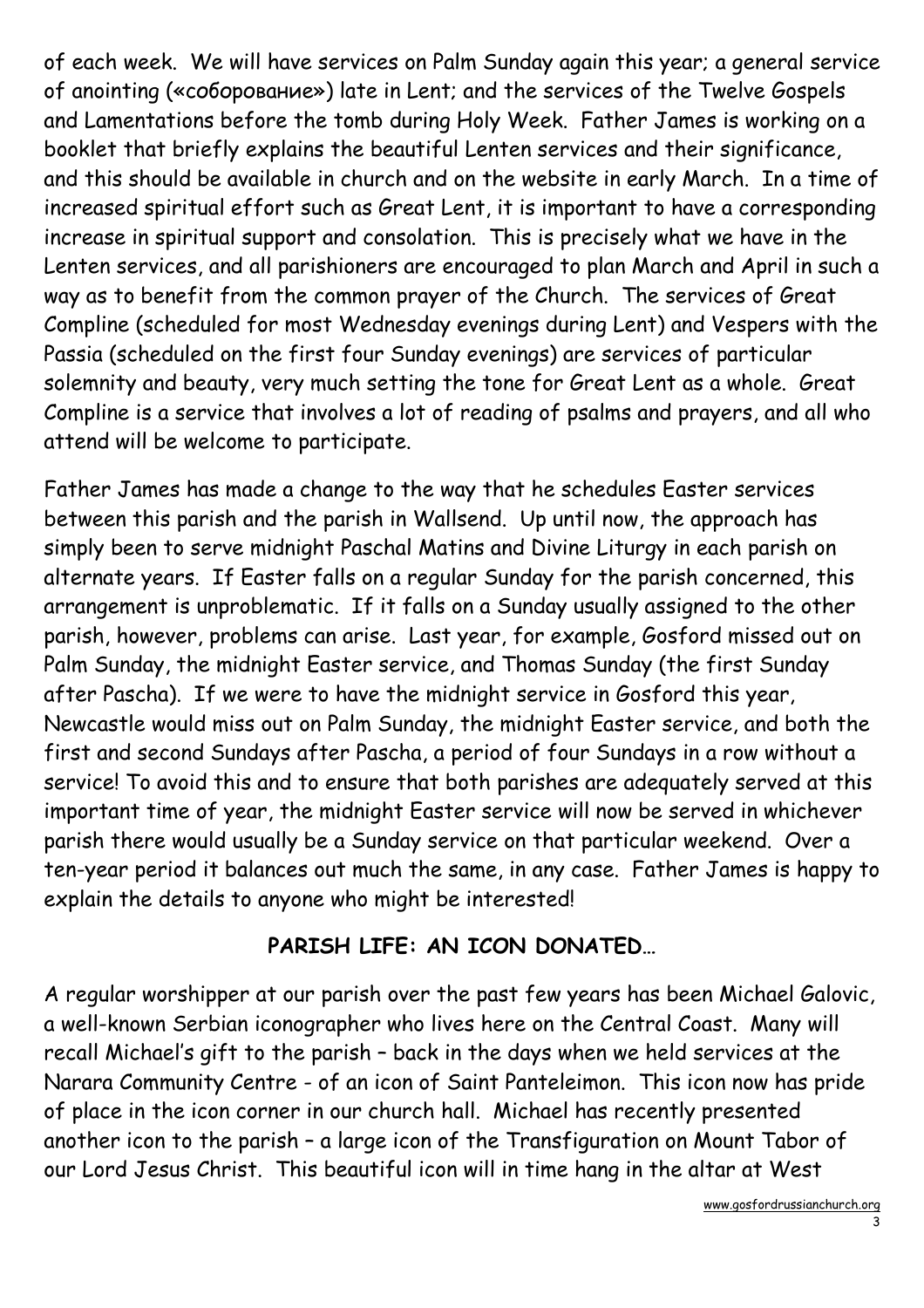of each week. We will have services on Palm Sunday again this year; a general service of anointing («соборование») late in Lent; and the services of the Twelve Gospels and Lamentations before the tomb during Holy Week. Father James is working on a booklet that briefly explains the beautiful Lenten services and their significance, and this should be available in church and on the website in early March. In a time of increased spiritual effort such as Great Lent, it is important to have a corresponding increase in spiritual support and consolation. This is precisely what we have in the Lenten services, and all parishioners are encouraged to plan March and April in such a way as to benefit from the common prayer of the Church. The services of Great Compline (scheduled for most Wednesday evenings during Lent) and Vespers with the Passia (scheduled on the first four Sunday evenings) are services of particular solemnity and beauty, very much setting the tone for Great Lent as a whole. Great Compline is a service that involves a lot of reading of psalms and prayers, and all who attend will be welcome to participate.

Father James has made a change to the way that he schedules Easter services between this parish and the parish in Wallsend. Up until now, the approach has simply been to serve midnight Paschal Matins and Divine Liturgy in each parish on alternate years. If Easter falls on a regular Sunday for the parish concerned, this arrangement is unproblematic. If it falls on a Sunday usually assigned to the other parish, however, problems can arise. Last year, for example, Gosford missed out on Palm Sunday, the midnight Easter service, and Thomas Sunday (the first Sunday after Pascha). If we were to have the midnight service in Gosford this year, Newcastle would miss out on Palm Sunday, the midnight Easter service, and both the first and second Sundays after Pascha, a period of four Sundays in a row without a service! To avoid this and to ensure that both parishes are adequately served at this important time of year, the midnight Easter service will now be served in whichever parish there would usually be a Sunday service on that particular weekend. Over a ten-year period it balances out much the same, in any case. Father James is happy to explain the details to anyone who might be interested!

## PARISH LIFE: AN ICON DONATED…

A regular worshipper at our parish over the past few years has been Michael Galovic, a well-known Serbian iconographer who lives here on the Central Coast. Many will recall Michael's gift to the parish – back in the days when we held services at the Narara Community Centre - of an icon of Saint Panteleimon. This icon now has pride of place in the icon corner in our church hall. Michael has recently presented another icon to the parish – a large icon of the Transfiguration on Mount Tabor of our Lord Jesus Christ. This beautiful icon will in time hang in the altar at West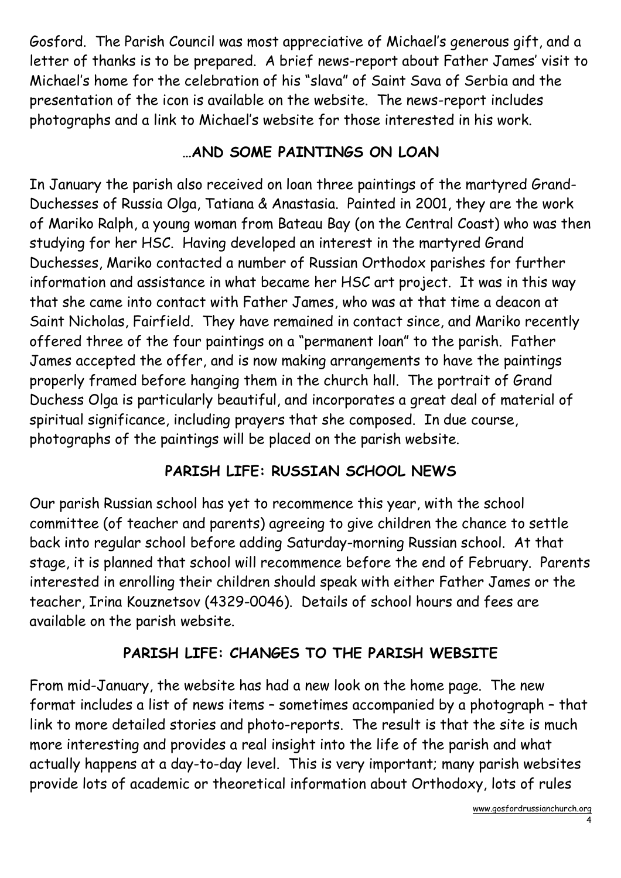Gosford. The Parish Council was most appreciative of Michael's generous gift, and a letter of thanks is to be prepared. A brief news-report about Father James' visit to Michael's home for the celebration of his "slava" of Saint Sava of Serbia and the presentation of the icon is available on the website. The news-report includes photographs and a link to Michael's website for those interested in his work.

## …AND SOME PAINTINGS ON LOAN

In January the parish also received on loan three paintings of the martyred Grand-Duchesses of Russia Olga, Tatiana & Anastasia. Painted in 2001, they are the work of Mariko Ralph, a young woman from Bateau Bay (on the Central Coast) who was then studying for her HSC. Having developed an interest in the martyred Grand Duchesses, Mariko contacted a number of Russian Orthodox parishes for further information and assistance in what became her HSC art project. It was in this way that she came into contact with Father James, who was at that time a deacon at Saint Nicholas, Fairfield. They have remained in contact since, and Mariko recently offered three of the four paintings on a "permanent loan" to the parish. Father James accepted the offer, and is now making arrangements to have the paintings properly framed before hanging them in the church hall. The portrait of Grand Duchess Olga is particularly beautiful, and incorporates a great deal of material of spiritual significance, including prayers that she composed. In due course, photographs of the paintings will be placed on the parish website.

## PARISH LIFE: RUSSIAN SCHOOL NEWS

Our parish Russian school has yet to recommence this year, with the school committee (of teacher and parents) agreeing to give children the chance to settle back into regular school before adding Saturday-morning Russian school. At that stage, it is planned that school will recommence before the end of February. Parents interested in enrolling their children should speak with either Father James or the teacher, Irina Kouznetsov (4329-0046). Details of school hours and fees are available on the parish website.

## PARISH LIFE: CHANGES TO THE PARISH WEBSITE

From mid-January, the website has had a new look on the home page. The new format includes a list of news items – sometimes accompanied by a photograph – that link to more detailed stories and photo-reports. The result is that the site is much more interesting and provides a real insight into the life of the parish and what actually happens at a day-to-day level. This is very important; many parish websites provide lots of academic or theoretical information about Orthodoxy, lots of rules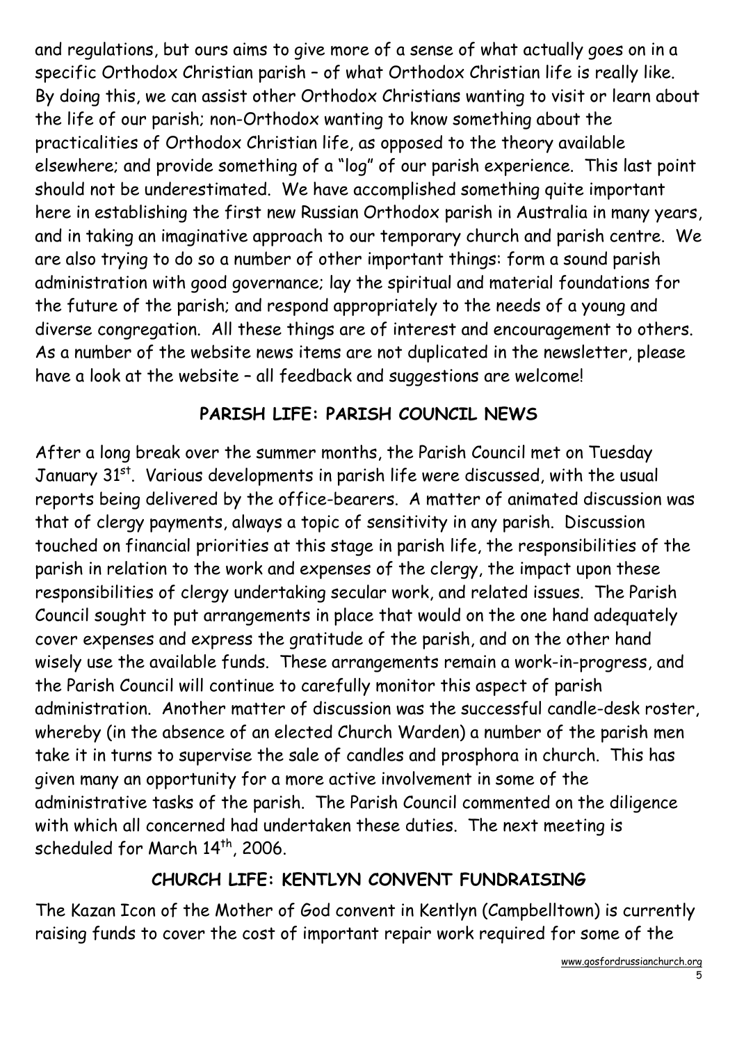and regulations, but ours aims to give more of a sense of what actually goes on in a specific Orthodox Christian parish – of what Orthodox Christian life is really like. By doing this, we can assist other Orthodox Christians wanting to visit or learn about the life of our parish; non-Orthodox wanting to know something about the practicalities of Orthodox Christian life, as opposed to the theory available elsewhere; and provide something of a "log" of our parish experience. This last point should not be underestimated. We have accomplished something quite important here in establishing the first new Russian Orthodox parish in Australia in many years, and in taking an imaginative approach to our temporary church and parish centre. We are also trying to do so a number of other important things: form a sound parish administration with good governance; lay the spiritual and material foundations for the future of the parish; and respond appropriately to the needs of a young and diverse congregation. All these things are of interest and encouragement to others. As a number of the website news items are not duplicated in the newsletter, please have a look at the website – all feedback and suggestions are welcome!

## PARISH LIFE: PARISH COUNCIL NEWS

After a long break over the summer months, the Parish Council met on Tuesday January 31st. Various developments in parish life were discussed, with the usual reports being delivered by the office-bearers. A matter of animated discussion was that of clergy payments, always a topic of sensitivity in any parish. Discussion touched on financial priorities at this stage in parish life, the responsibilities of the parish in relation to the work and expenses of the clergy, the impact upon these responsibilities of clergy undertaking secular work, and related issues. The Parish Council sought to put arrangements in place that would on the one hand adequately cover expenses and express the gratitude of the parish, and on the other hand wisely use the available funds. These arrangements remain a work-in-progress, and the Parish Council will continue to carefully monitor this aspect of parish administration. Another matter of discussion was the successful candle-desk roster, whereby (in the absence of an elected Church Warden) a number of the parish men take it in turns to supervise the sale of candles and prosphora in church. This has given many an opportunity for a more active involvement in some of the administrative tasks of the parish. The Parish Council commented on the diligence with which all concerned had undertaken these duties. The next meeting is scheduled for March 14th, 2006.

## CHURCH LIFE: KENTLYN CONVENT FUNDRAISING

The Kazan Icon of the Mother of God convent in Kentlyn (Campbelltown) is currently raising funds to cover the cost of important repair work required for some of the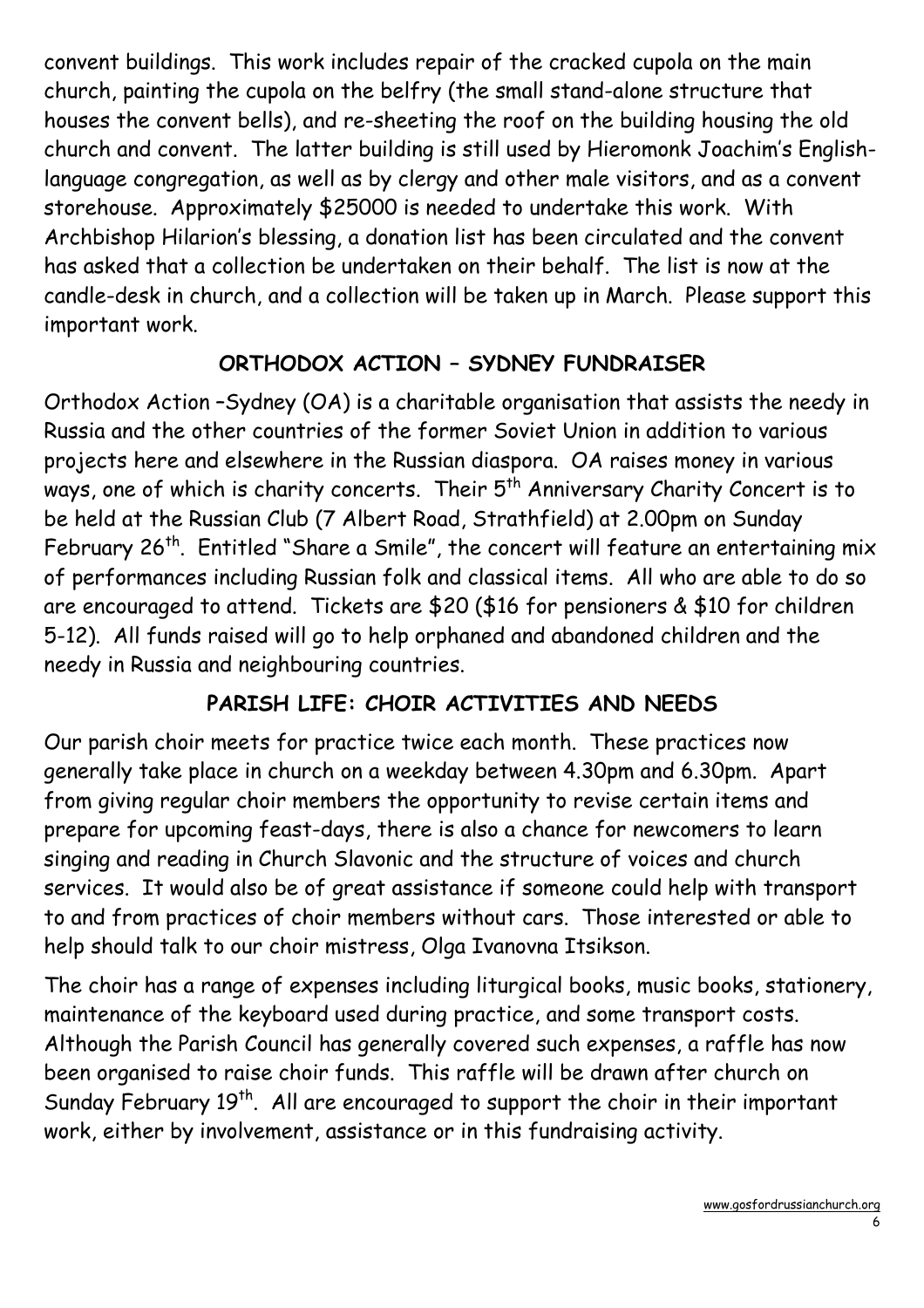convent buildings. This work includes repair of the cracked cupola on the main church, painting the cupola on the belfry (the small stand-alone structure that houses the convent bells), and re-sheeting the roof on the building housing the old church and convent. The latter building is still used by Hieromonk Joachim's English-language congregation, as well as by clergy and other male visitors, and as a convent storehouse. Approximately $25000 is needed to undertake this work. With Archbishop Hilarion's blessing, a donation list has been circulated and the convent has asked that a collection be undertaken on their behalf. The list is now at the candle-desk in church, and a collection will be taken up in March. Please support this important work.

## ORTHODOX ACTION – SYDNEY FUNDRAISER

Orthodox Action –Sydney (OA) is a charitable organisation that assists the needy in Russia and the other countries of the former Soviet Union in addition to various projects here and elsewhere in the Russian diaspora. OA raises money in various ways, one of which is charity concerts. Their 5th Anniversary Charity Concert is to be held at the Russian Club (7 Albert Road, Strathfield) at 2.00pm on Sunday February 26th. Entitled "Share a Smile", the concert will feature an entertaining mix of performances including Russian folk and classical items. All who are able to do so are encouraged to attend. Tickets are $20 ($16 for pensioners & $10 for children 5-12). All funds raised will go to help orphaned and abandoned children and the needy in Russia and neighbouring countries.

## PARISH LIFE: CHOIR ACTIVITIES AND NEEDS

Our parish choir meets for practice twice each month. These practices now generally take place in church on a weekday between 4.30pm and 6.30pm. Apart from giving regular choir members the opportunity to revise certain items and prepare for upcoming feast-days, there is also a chance for newcomers to learn singing and reading in Church Slavonic and the structure of voices and church services. It would also be of great assistance if someone could help with transport to and from practices of choir members without cars. Those interested or able to help should talk to our choir mistress, Olga Ivanovna Itsikson.

The choir has a range of expenses including liturgical books, music books, stationery, maintenance of the keyboard used during practice, and some transport costs. Although the Parish Council has generally covered such expenses, a raffle has now been organised to raise choir funds. This raffle will be drawn after church on Sunday February 19th. All are encouraged to support the choir in their important work, either by involvement, assistance or in this fundraising activity.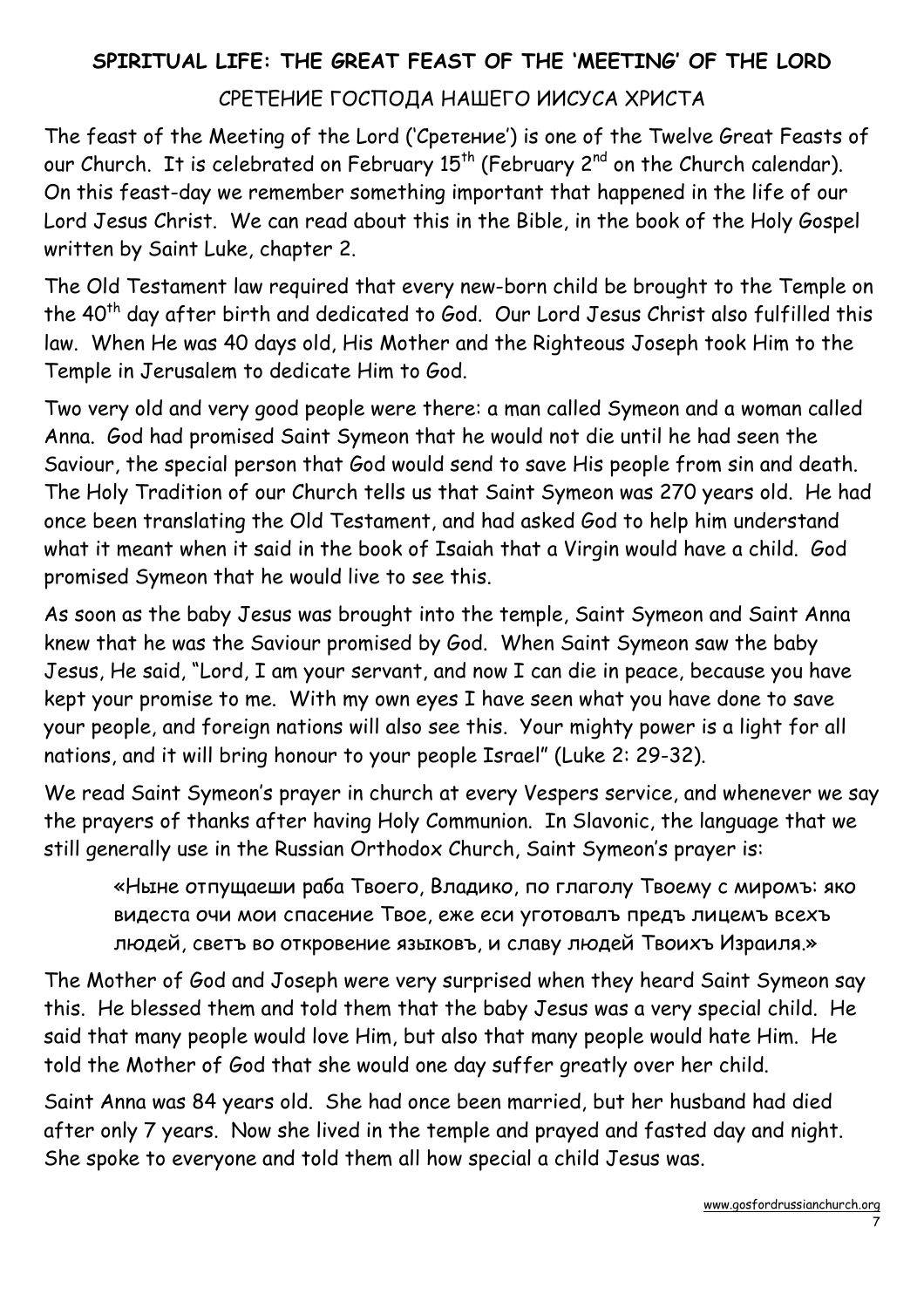## SPIRITUAL LIFE: THE GREAT FEAST OF THE 'MEETING' OF THE LORD

### СРЕТЕНИЕ ГОСПОДА НАШЕГО ИИСУСА ХРИСТА

The feast of the Meeting of the Lord ('Сретение') is one of the Twelve Great Feasts of our Church. It is celebrated on February 15th (February 2nd on the Church calendar). On this feast-day we remember something important that happened in the life of our Lord Jesus Christ. We can read about this in the Bible, in the book of the Holy Gospel written by Saint Luke, chapter 2.

The Old Testament law required that every new-born child be brought to the Temple on the 40th day after birth and dedicated to God. Our Lord Jesus Christ also fulfilled this law. When He was 40 days old, His Mother and the Righteous Joseph took Him to the Temple in Jerusalem to dedicate Him to God.

Two very old and very good people were there: a man called Symeon and a woman called Anna. God had promised Saint Symeon that he would not die until he had seen the Saviour, the special person that God would send to save His people from sin and death. The Holy Tradition of our Church tells us that Saint Symeon was 270 years old. He had once been translating the Old Testament, and had asked God to help him understand what it meant when it said in the book of Isaiah that a Virgin would have a child. God promised Symeon that he would live to see this.

As soon as the baby Jesus was brought into the temple, Saint Symeon and Saint Anna knew that he was the Saviour promised by God. When Saint Symeon saw the baby Jesus, He said, "Lord, I am your servant, and now I can die in peace, because you have kept your promise to me. With my own eyes I have seen what you have done to save your people, and foreign nations will also see this. Your mighty power is a light for all nations, and it will bring honour to your people Israel" (Luke 2: 29-32).

We read Saint Symeon's prayer in church at every Vespers service, and whenever we say the prayers of thanks after having Holy Communion. In Slavonic, the language that we still generally use in the Russian Orthodox Church, Saint Symeon's prayer is:

> «Ныне отпущаеши раба Твоего, Владико, по глаголу Твоему с миромъ: яко видеста очи мои спасение Твое, еже еси уготовалъ предъ лицемъ всехъ людей, светъ во откровение языковъ, и славу людей Твоихъ Израиля.»

The Mother of God and Joseph were very surprised when they heard Saint Symeon say this. He blessed them and told them that the baby Jesus was a very special child. He said that many people would love Him, but also that many people would hate Him. He told the Mother of God that she would one day suffer greatly over her child.

Saint Anna was 84 years old. She had once been married, but her husband had died after only 7 years. Now she lived in the temple and prayed and fasted day and night. She spoke to everyone and told them all how special a child Jesus was.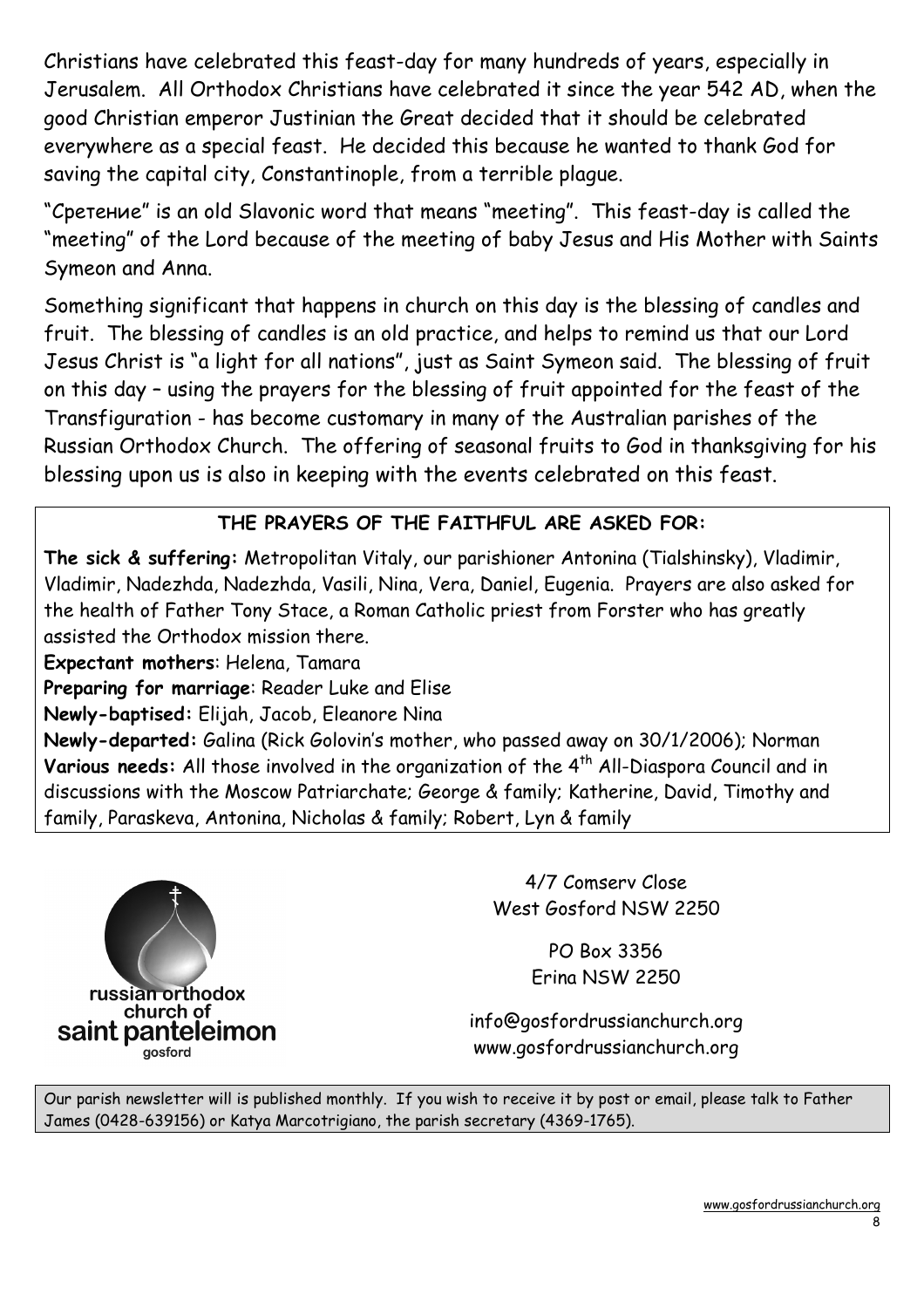Christians have celebrated this feast-day for many hundreds of years, especially in Jerusalem. All Orthodox Christians have celebrated it since the year 542 AD, when the good Christian emperor Justinian the Great decided that it should be celebrated everywhere as a special feast. He decided this because he wanted to thank God for saving the capital city, Constantinople, from a terrible plague.

"Сретение" is an old Slavonic word that means "meeting". This feast-day is called the "meeting" of the Lord because of the meeting of baby Jesus and His Mother with Saints Symeon and Anna.

Something significant that happens in church on this day is the blessing of candles and fruit. The blessing of candles is an old practice, and helps to remind us that our Lord Jesus Christ is "a light for all nations", just as Saint Symeon said. The blessing of fruit on this day – using the prayers for the blessing of fruit appointed for the feast of the Transfiguration - has become customary in many of the Australian parishes of the Russian Orthodox Church. The offering of seasonal fruits to God in thanksgiving for his blessing upon us is also in keeping with the events celebrated on this feast.

**THE PRAYERS OF THE FAITHFUL ARE ASKED FOR:**

**The sick & suffering:** Metropolitan Vitaly, our parishioner Antonina (Tialshinsky), Vladimir, Vladimir, Nadezhda, Nadezhda, Vasili, Nina, Vera, Daniel, Eugenia. Prayers are also asked for the health of Father Tony Stace, a Roman Catholic priest from Forster who has greatly assisted the Orthodox mission there.
**Expectant mothers**: Helena, Tamara
**Preparing for marriage**: Reader Luke and Elise
**Newly-baptised:** Elijah, Jacob, Eleanore Nina
**Newly-departed:** Galina (Rick Golovin's mother, who passed away on 30/1/2006); Norman
**Various needs:** All those involved in the organization of the 4th All-Diaspora Council and in discussions with the Moscow Patriarchate; George & family; Katherine, David, Timothy and family, Paraskeva, Antonina, Nicholas & family; Robert, Lyn & family

russian orthodox
church of
saint panteleimon
gosford

4/7 Comserv Close
West Gosford NSW 2250

PO Box 3356
Erina NSW 2250

info@gosfordrussianchurch.org
www.gosfordrussianchurch.org

Our parish newsletter will is published monthly. If you wish to receive it by post or email, please talk to Father James (0428-639156) or Katya Marcotrigiano, the parish secretary (4369-1765).